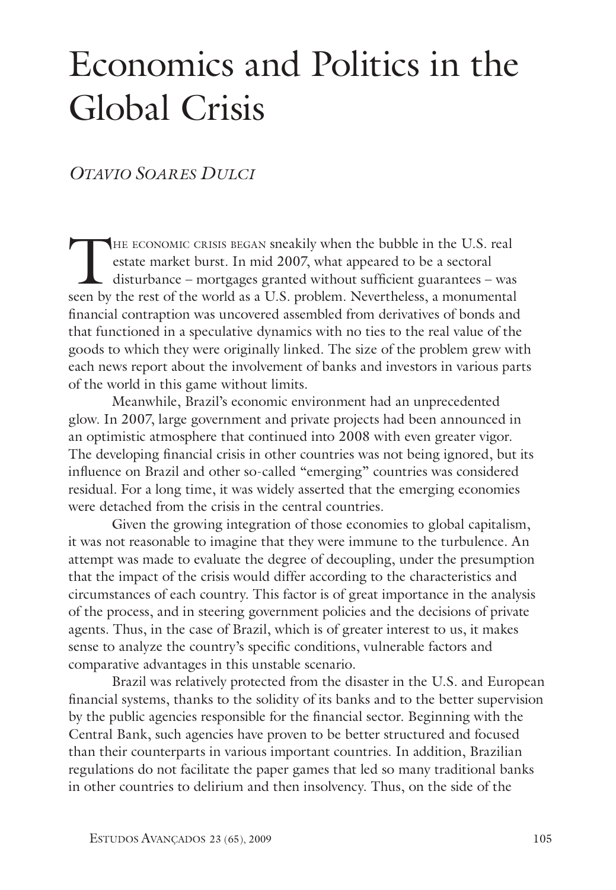# Economics and Politics in the Global Crisis

*Otavio Soares Dulci*

The economic crisis began sneakily when the bubble in the U.S. real estate market burst. In mid 2007, what appeared to be a sectoral disturbance – mortgages granted without sufficient guarantees – was seen by the rest of the world as a U.S. problem. Nevertheless, a monumental financial contraption was uncovered assembled from derivatives of bonds and that functioned in a speculative dynamics with no ties to the real value of the goods to which they were originally linked. The size of the problem grew with each news report about the involvement of banks and investors in various parts of the world in this game without limits.

Meanwhile, Brazil's economic environment had an unprecedented glow. In 2007, large government and private projects had been announced in an optimistic atmosphere that continued into 2008 with even greater vigor. The developing financial crisis in other countries was not being ignored, but its influence on Brazil and other so-called "emerging" countries was considered residual. For a long time, it was widely asserted that the emerging economies were detached from the crisis in the central countries.

Given the growing integration of those economies to global capitalism, it was not reasonable to imagine that they were immune to the turbulence. An attempt was made to evaluate the degree of decoupling, under the presumption that the impact of the crisis would differ according to the characteristics and circumstances of each country. This factor is of great importance in the analysis of the process, and in steering government policies and the decisions of private agents. Thus, in the case of Brazil, which is of greater interest to us, it makes sense to analyze the country's specific conditions, vulnerable factors and comparative advantages in this unstable scenario.

Brazil was relatively protected from the disaster in the U.S. and European financial systems, thanks to the solidity of its banks and to the better supervision by the public agencies responsible for the financial sector. Beginning with the Central Bank, such agencies have proven to be better structured and focused than their counterparts in various important countries. In addition, Brazilian regulations do not facilitate the paper games that led so many traditional banks in other countries to delirium and then insolvency. Thus, on the side of the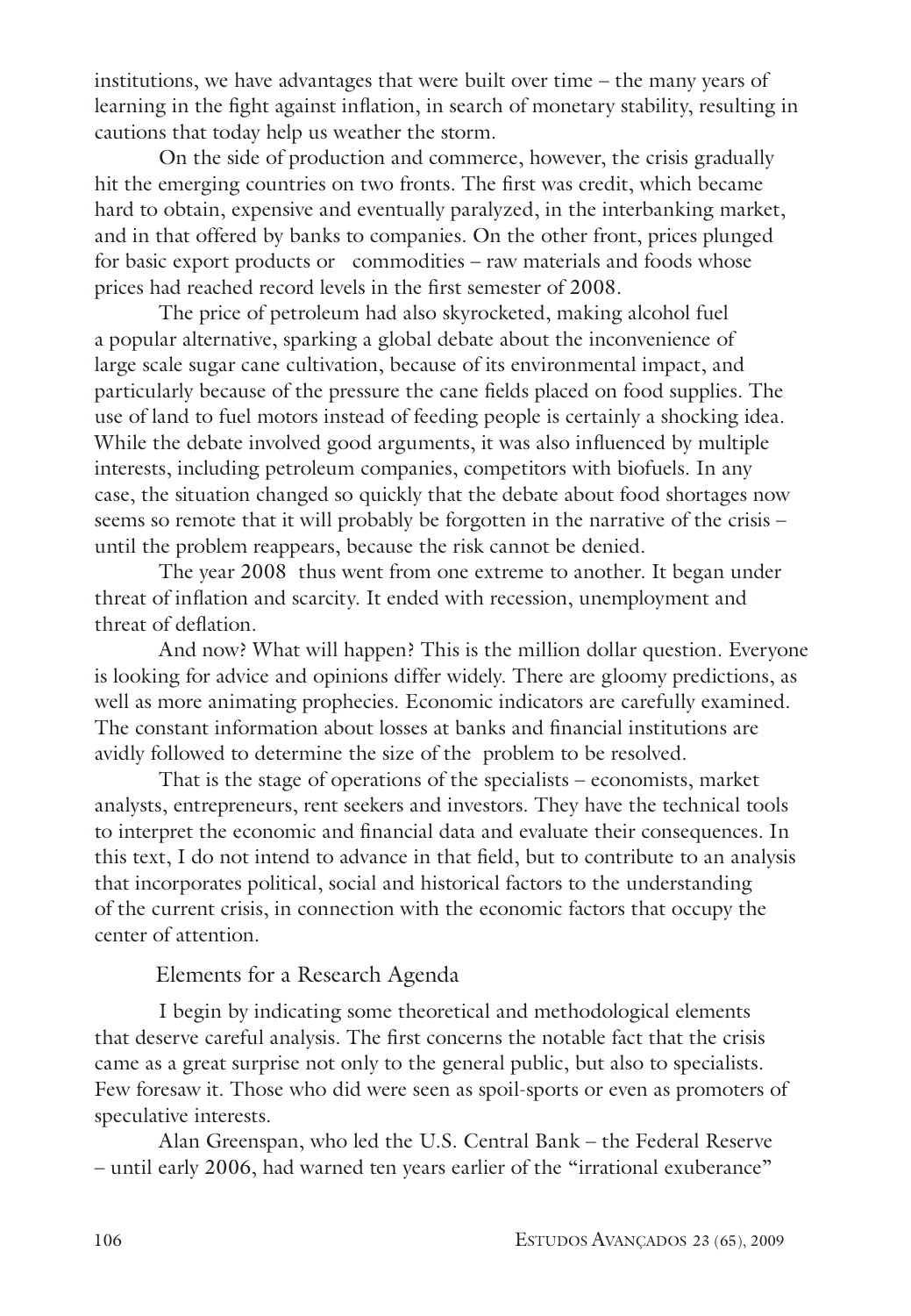institutions, we have advantages that were built over time – the many years of learning in the fight against inflation, in search of monetary stability, resulting in cautions that today help us weather the storm.

On the side of production and commerce, however, the crisis gradually hit the emerging countries on two fronts. The first was credit, which became hard to obtain, expensive and eventually paralyzed, in the interbanking market, and in that offered by banks to companies. On the other front, prices plunged for basic export products or commodities – raw materials and foods whose prices had reached record levels in the first semester of 2008.

The price of petroleum had also skyrocketed, making alcohol fuel a popular alternative, sparking a global debate about the inconvenience of large scale sugar cane cultivation, because of its environmental impact, and particularly because of the pressure the cane fields placed on food supplies. The use of land to fuel motors instead of feeding people is certainly a shocking idea. While the debate involved good arguments, it was also influenced by multiple interests, including petroleum companies, competitors with biofuels. In any case, the situation changed so quickly that the debate about food shortages now seems so remote that it will probably be forgotten in the narrative of the crisis – until the problem reappears, because the risk cannot be denied.

The year 2008 thus went from one extreme to another. It began under threat of inflation and scarcity. It ended with recession, unemployment and threat of deflation.

And now? What will happen? This is the million dollar question. Everyone is looking for advice and opinions differ widely. There are gloomy predictions, as well as more animating prophecies. Economic indicators are carefully examined. The constant information about losses at banks and financial institutions are avidly followed to determine the size of the problem to be resolved.

That is the stage of operations of the specialists – economists, market analysts, entrepreneurs, rent seekers and investors. They have the technical tools to interpret the economic and financial data and evaluate their consequences. In this text, I do not intend to advance in that field, but to contribute to an analysis that incorporates political, social and historical factors to the understanding of the current crisis, in connection with the economic factors that occupy the center of attention.

## Elements for a Research Agenda

I begin by indicating some theoretical and methodological elements that deserve careful analysis. The first concerns the notable fact that the crisis came as a great surprise not only to the general public, but also to specialists. Few foresaw it. Those who did were seen as spoil-sports or even as promoters of speculative interests.

Alan Greenspan, who led the U.S. Central Bank – the Federal Reserve – until early 2006, had warned ten years earlier of the "irrational exuberance"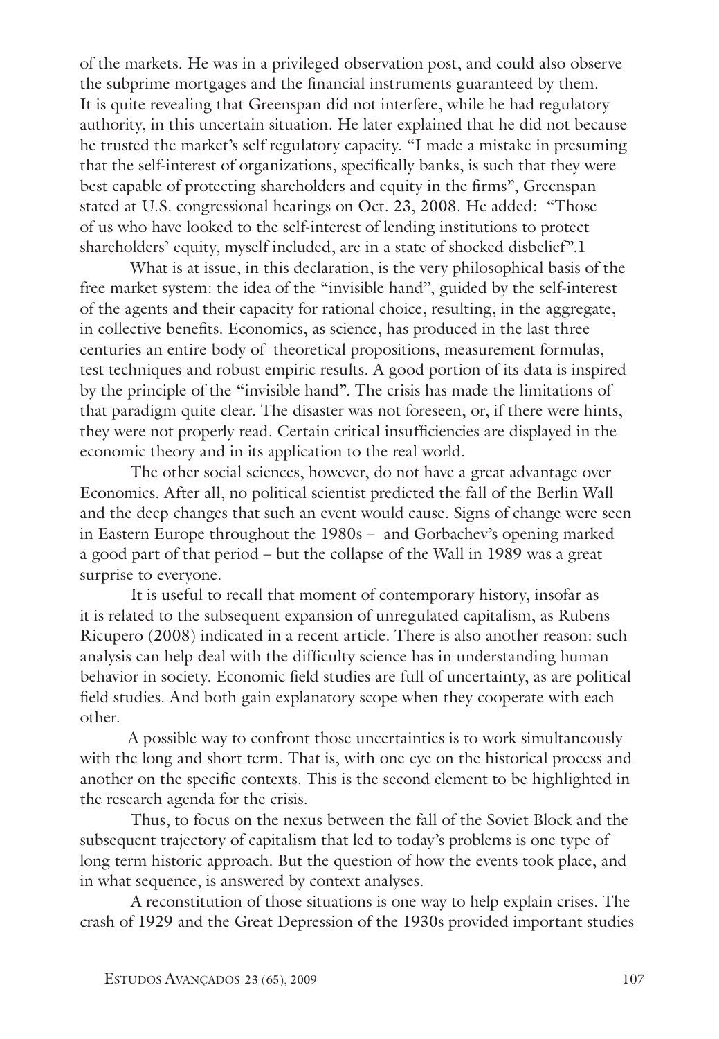of the markets. He was in a privileged observation post, and could also observe the subprime mortgages and the financial instruments guaranteed by them. It is quite revealing that Greenspan did not interfere, while he had regulatory authority, in this uncertain situation. He later explained that he did not because he trusted the market's self regulatory capacity. "I made a mistake in presuming that the self-interest of organizations, specifically banks, is such that they were best capable of protecting shareholders and equity in the firms", Greenspan stated at U.S. congressional hearings on Oct. 23, 2008. He added: "Those of us who have looked to the self-interest of lending institutions to protect shareholders' equity, myself included, are in a state of shocked disbelief".[1]

What is at issue, in this declaration, is the very philosophical basis of the free market system: the idea of the "invisible hand", guided by the self-interest of the agents and their capacity for rational choice, resulting, in the aggregate, in collective benefits. Economics, as science, has produced in the last three centuries an entire body of theoretical propositions, measurement formulas, test techniques and robust empiric results. A good portion of its data is inspired by the principle of the "invisible hand". The crisis has made the limitations of that paradigm quite clear. The disaster was not foreseen, or, if there were hints, they were not properly read. Certain critical insufficiencies are displayed in the economic theory and in its application to the real world.

The other social sciences, however, do not have a great advantage over Economics. After all, no political scientist predicted the fall of the Berlin Wall and the deep changes that such an event would cause. Signs of change were seen in Eastern Europe throughout the 1980s – and Gorbachev's opening marked a good part of that period – but the collapse of the Wall in 1989 was a great surprise to everyone.

It is useful to recall that moment of contemporary history, insofar as it is related to the subsequent expansion of unregulated capitalism, as Rubens Ricupero (2008) indicated in a recent article. There is also another reason: such analysis can help deal with the difficulty science has in understanding human behavior in society. Economic field studies are full of uncertainty, as are political field studies. And both gain explanatory scope when they cooperate with each other.

A possible way to confront those uncertainties is to work simultaneously with the long and short term. That is, with one eye on the historical process and another on the specific contexts. This is the second element to be highlighted in the research agenda for the crisis.

Thus, to focus on the nexus between the fall of the Soviet Block and the subsequent trajectory of capitalism that led to today's problems is one type of long term historic approach. But the question of how the events took place, and in what sequence, is answered by context analyses.

A reconstitution of those situations is one way to help explain crises. The crash of 1929 and the Great Depression of the 1930s provided important studies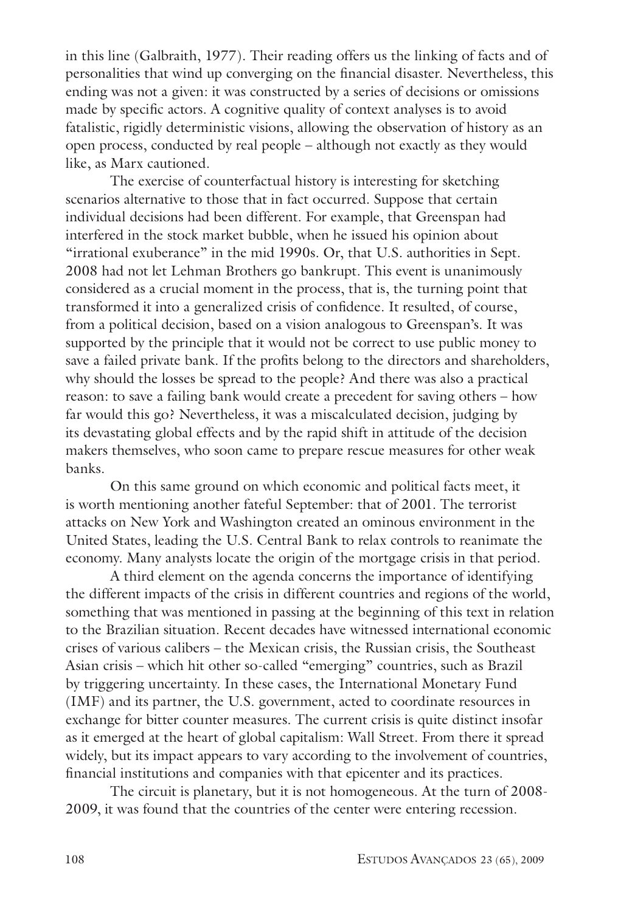in this line (Galbraith, 1977). Their reading offers us the linking of facts and of personalities that wind up converging on the financial disaster. Nevertheless, this ending was not a given: it was constructed by a series of decisions or omissions made by specific actors. A cognitive quality of context analyses is to avoid fatalistic, rigidly deterministic visions, allowing the observation of history as an open process, conducted by real people – although not exactly as they would like, as Marx cautioned.

The exercise of counterfactual history is interesting for sketching scenarios alternative to those that in fact occurred. Suppose that certain individual decisions had been different. For example, that Greenspan had interfered in the stock market bubble, when he issued his opinion about "irrational exuberance" in the mid 1990s. Or, that U.S. authorities in Sept. 2008 had not let Lehman Brothers go bankrupt. This event is unanimously considered as a crucial moment in the process, that is, the turning point that transformed it into a generalized crisis of confidence. It resulted, of course, from a political decision, based on a vision analogous to Greenspan's. It was supported by the principle that it would not be correct to use public money to save a failed private bank. If the profits belong to the directors and shareholders, why should the losses be spread to the people? And there was also a practical reason: to save a failing bank would create a precedent for saving others – how far would this go? Nevertheless, it was a miscalculated decision, judging by its devastating global effects and by the rapid shift in attitude of the decision makers themselves, who soon came to prepare rescue measures for other weak banks.

On this same ground on which economic and political facts meet, it is worth mentioning another fateful September: that of 2001. The terrorist attacks on New York and Washington created an ominous environment in the United States, leading the U.S. Central Bank to relax controls to reanimate the economy. Many analysts locate the origin of the mortgage crisis in that period.

A third element on the agenda concerns the importance of identifying the different impacts of the crisis in different countries and regions of the world, something that was mentioned in passing at the beginning of this text in relation to the Brazilian situation. Recent decades have witnessed international economic crises of various calibers – the Mexican crisis, the Russian crisis, the Southeast Asian crisis – which hit other so-called "emerging" countries, such as Brazil by triggering uncertainty. In these cases, the International Monetary Fund (IMF) and its partner, the U.S. government, acted to coordinate resources in exchange for bitter counter measures. The current crisis is quite distinct insofar as it emerged at the heart of global capitalism: Wall Street. From there it spread widely, but its impact appears to vary according to the involvement of countries, financial institutions and companies with that epicenter and its practices.

The circuit is planetary, but it is not homogeneous. At the turn of 2008-2009, it was found that the countries of the center were entering recession.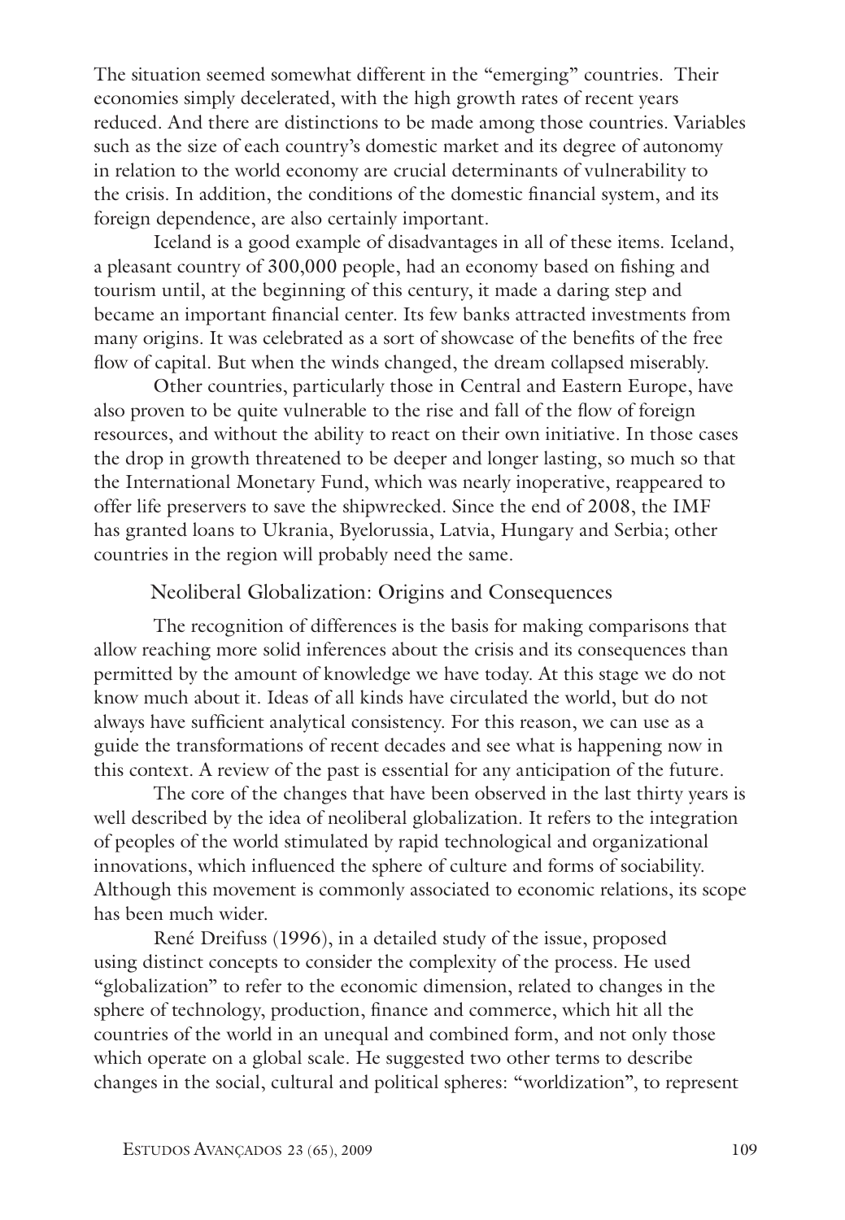The situation seemed somewhat different in the "emerging" countries. Their economies simply decelerated, with the high growth rates of recent years reduced. And there are distinctions to be made among those countries. Variables such as the size of each country's domestic market and its degree of autonomy in relation to the world economy are crucial determinants of vulnerability to the crisis. In addition, the conditions of the domestic financial system, and its foreign dependence, are also certainly important.

Iceland is a good example of disadvantages in all of these items. Iceland, a pleasant country of 300,000 people, had an economy based on fishing and tourism until, at the beginning of this century, it made a daring step and became an important financial center. Its few banks attracted investments from many origins. It was celebrated as a sort of showcase of the benefits of the free flow of capital. But when the winds changed, the dream collapsed miserably.

Other countries, particularly those in Central and Eastern Europe, have also proven to be quite vulnerable to the rise and fall of the flow of foreign resources, and without the ability to react on their own initiative. In those cases the drop in growth threatened to be deeper and longer lasting, so much so that the International Monetary Fund, which was nearly inoperative, reappeared to offer life preservers to save the shipwrecked. Since the end of 2008, the IMF has granted loans to Ukrania, Byelorussia, Latvia, Hungary and Serbia; other countries in the region will probably need the same.

## Neoliberal Globalization: Origins and Consequences

The recognition of differences is the basis for making comparisons that allow reaching more solid inferences about the crisis and its consequences than permitted by the amount of knowledge we have today. At this stage we do not know much about it. Ideas of all kinds have circulated the world, but do not always have sufficient analytical consistency. For this reason, we can use as a guide the transformations of recent decades and see what is happening now in this context. A review of the past is essential for any anticipation of the future.

The core of the changes that have been observed in the last thirty years is well described by the idea of neoliberal globalization. It refers to the integration of peoples of the world stimulated by rapid technological and organizational innovations, which influenced the sphere of culture and forms of sociability. Although this movement is commonly associated to economic relations, its scope has been much wider.

René Dreifuss (1996), in a detailed study of the issue, proposed using distinct concepts to consider the complexity of the process. He used "globalization" to refer to the economic dimension, related to changes in the sphere of technology, production, finance and commerce, which hit all the countries of the world in an unequal and combined form, and not only those which operate on a global scale. He suggested two other terms to describe changes in the social, cultural and political spheres: "worldization", to represent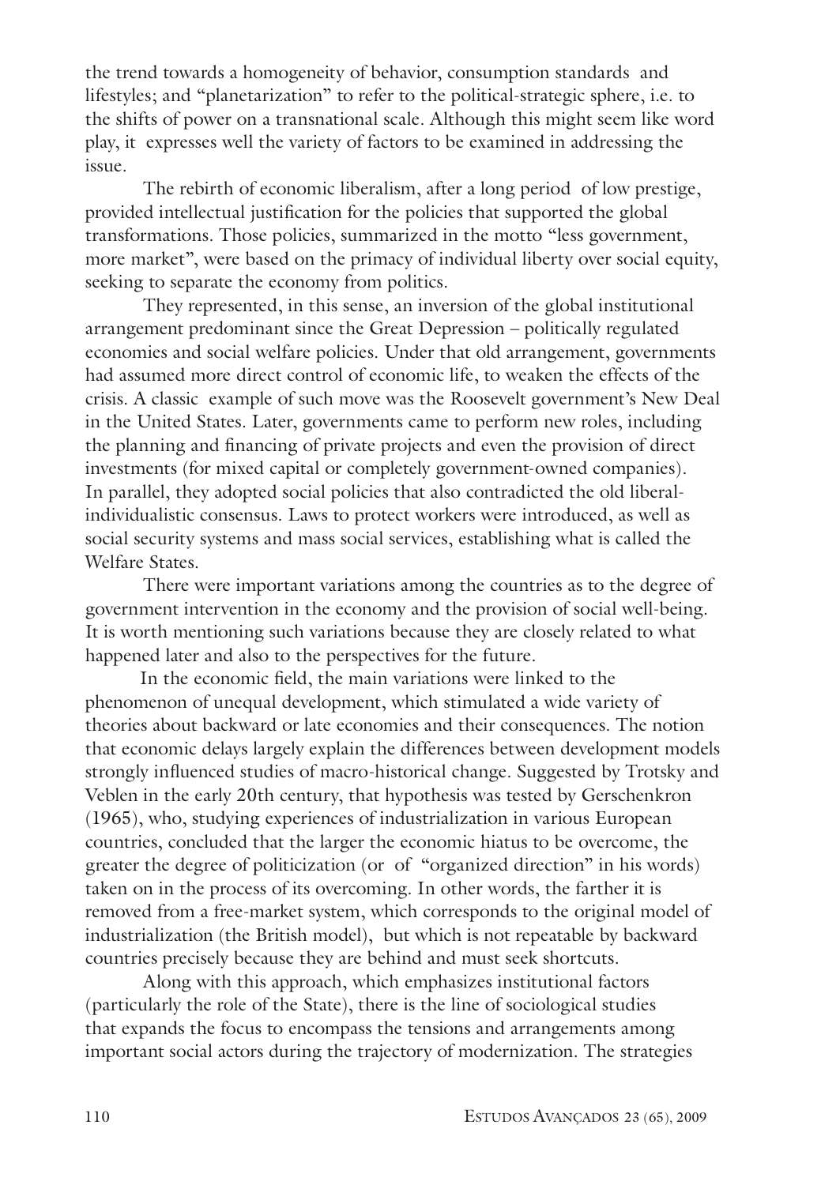the trend towards a homogeneity of behavior, consumption standards and lifestyles; and "planetarization" to refer to the political-strategic sphere, i.e. to the shifts of power on a transnational scale. Although this might seem like word play, it expresses well the variety of factors to be examined in addressing the issue.

The rebirth of economic liberalism, after a long period of low prestige, provided intellectual justification for the policies that supported the global transformations. Those policies, summarized in the motto "less government, more market", were based on the primacy of individual liberty over social equity, seeking to separate the economy from politics.

They represented, in this sense, an inversion of the global institutional arrangement predominant since the Great Depression – politically regulated economies and social welfare policies. Under that old arrangement, governments had assumed more direct control of economic life, to weaken the effects of the crisis. A classic example of such move was the Roosevelt government's New Deal in the United States. Later, governments came to perform new roles, including the planning and financing of private projects and even the provision of direct investments (for mixed capital or completely government-owned companies). In parallel, they adopted social policies that also contradicted the old liberal-individualistic consensus. Laws to protect workers were introduced, as well as social security systems and mass social services, establishing what is called the Welfare States.

There were important variations among the countries as to the degree of government intervention in the economy and the provision of social well-being. It is worth mentioning such variations because they are closely related to what happened later and also to the perspectives for the future.

In the economic field, the main variations were linked to the phenomenon of unequal development, which stimulated a wide variety of theories about backward or late economies and their consequences. The notion that economic delays largely explain the differences between development models strongly influenced studies of macro-historical change. Suggested by Trotsky and Veblen in the early 20th century, that hypothesis was tested by Gerschenkron (1965), who, studying experiences of industrialization in various European countries, concluded that the larger the economic hiatus to be overcome, the greater the degree of politicization (or of "organized direction" in his words) taken on in the process of its overcoming. In other words, the farther it is removed from a free-market system, which corresponds to the original model of industrialization (the British model), but which is not repeatable by backward countries precisely because they are behind and must seek shortcuts.

Along with this approach, which emphasizes institutional factors (particularly the role of the State), there is the line of sociological studies that expands the focus to encompass the tensions and arrangements among important social actors during the trajectory of modernization. The strategies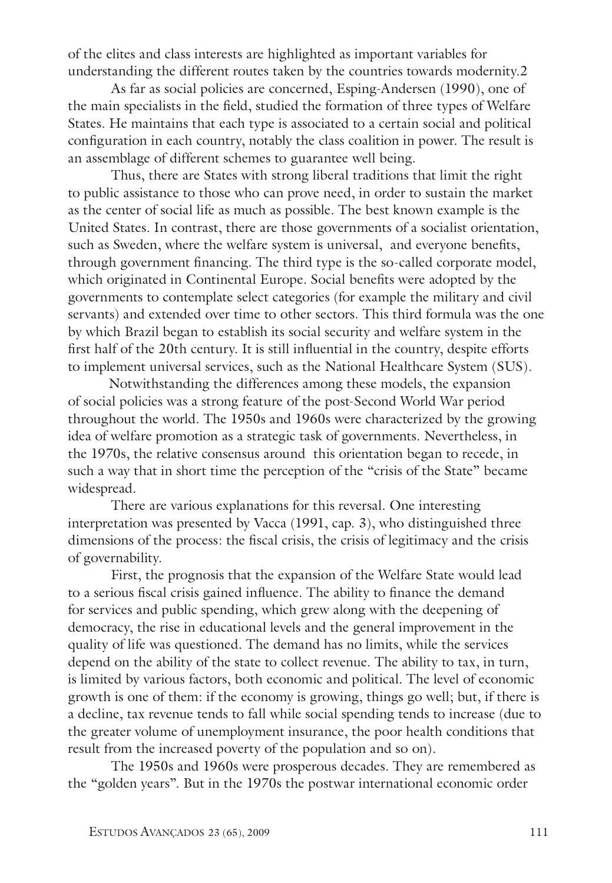of the elites and class interests are highlighted as important variables for understanding the different routes taken by the countries towards modernity.[2]

As far as social policies are concerned, Esping-Andersen (1990), one of the main specialists in the field, studied the formation of three types of Welfare States. He maintains that each type is associated to a certain social and political configuration in each country, notably the class coalition in power. The result is an assemblage of different schemes to guarantee well being.

Thus, there are States with strong liberal traditions that limit the right to public assistance to those who can prove need, in order to sustain the market as the center of social life as much as possible. The best known example is the United States. In contrast, there are those governments of a socialist orientation, such as Sweden, where the welfare system is universal, and everyone benefits, through government financing. The third type is the so-called corporate model, which originated in Continental Europe. Social benefits were adopted by the governments to contemplate select categories (for example the military and civil servants) and extended over time to other sectors. This third formula was the one by which Brazil began to establish its social security and welfare system in the first half of the 20th century. It is still influential in the country, despite efforts to implement universal services, such as the National Healthcare System (SUS).

Notwithstanding the differences among these models, the expansion of social policies was a strong feature of the post-Second World War period throughout the world. The 1950s and 1960s were characterized by the growing idea of welfare promotion as a strategic task of governments. Nevertheless, in the 1970s, the relative consensus around this orientation began to recede, in such a way that in short time the perception of the "crisis of the State" became widespread.

There are various explanations for this reversal. One interesting interpretation was presented by Vacca (1991, cap. 3), who distinguished three dimensions of the process: the fiscal crisis, the crisis of legitimacy and the crisis of governability.

First, the prognosis that the expansion of the Welfare State would lead to a serious fiscal crisis gained influence. The ability to finance the demand for services and public spending, which grew along with the deepening of democracy, the rise in educational levels and the general improvement in the quality of life was questioned. The demand has no limits, while the services depend on the ability of the state to collect revenue. The ability to tax, in turn, is limited by various factors, both economic and political. The level of economic growth is one of them: if the economy is growing, things go well; but, if there is a decline, tax revenue tends to fall while social spending tends to increase (due to the greater volume of unemployment insurance, the poor health conditions that result from the increased poverty of the population and so on).

The 1950s and 1960s were prosperous decades. They are remembered as the "golden years". But in the 1970s the postwar international economic order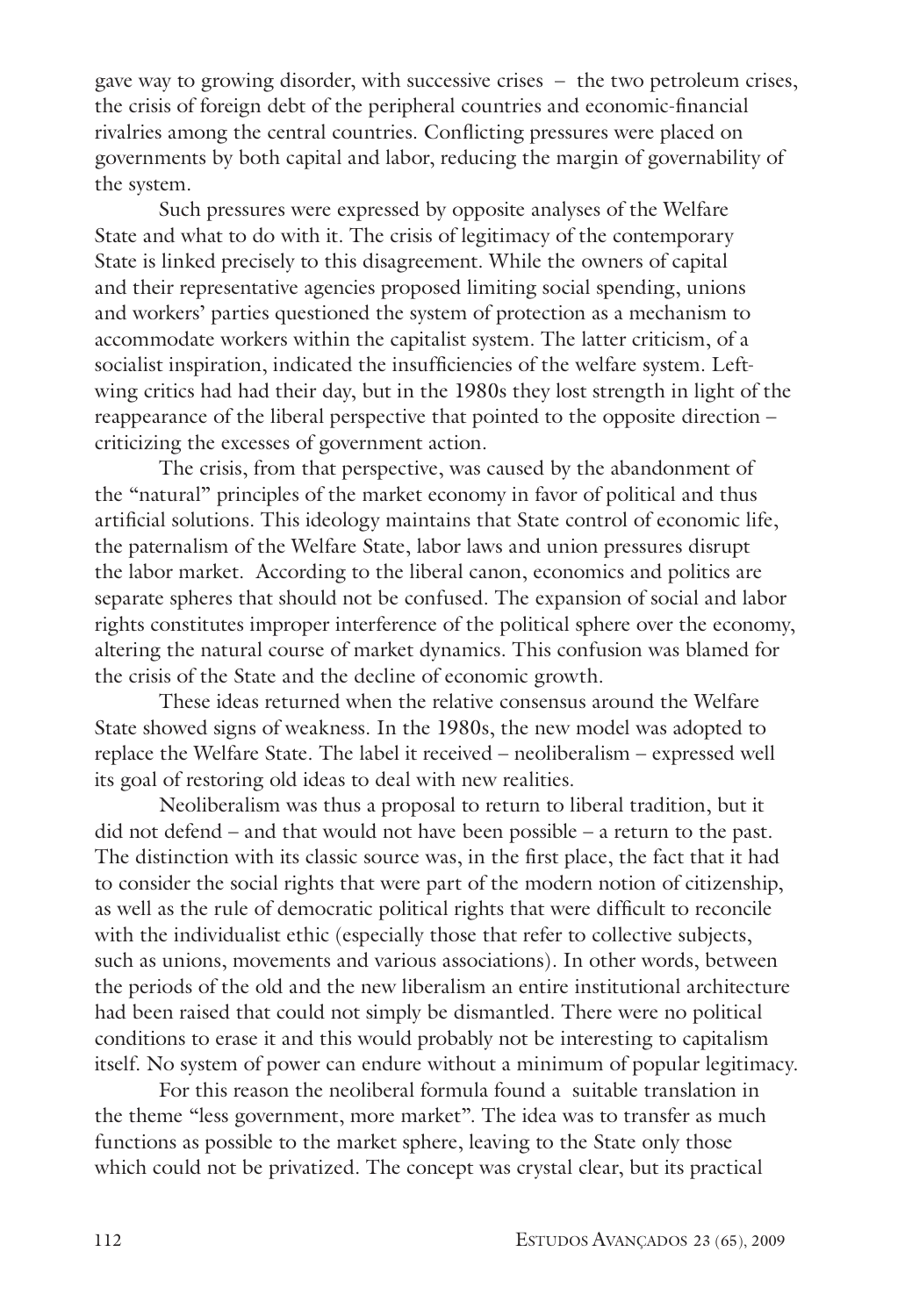gave way to growing disorder, with successive crises – the two petroleum crises, the crisis of foreign debt of the peripheral countries and economic-financial rivalries among the central countries. Conflicting pressures were placed on governments by both capital and labor, reducing the margin of governability of the system.

Such pressures were expressed by opposite analyses of the Welfare State and what to do with it. The crisis of legitimacy of the contemporary State is linked precisely to this disagreement. While the owners of capital and their representative agencies proposed limiting social spending, unions and workers' parties questioned the system of protection as a mechanism to accommodate workers within the capitalist system. The latter criticism, of a socialist inspiration, indicated the insufficiencies of the welfare system. Left-wing critics had had their day, but in the 1980s they lost strength in light of the reappearance of the liberal perspective that pointed to the opposite direction – criticizing the excesses of government action.

The crisis, from that perspective, was caused by the abandonment of the "natural" principles of the market economy in favor of political and thus artificial solutions. This ideology maintains that State control of economic life, the paternalism of the Welfare State, labor laws and union pressures disrupt the labor market. According to the liberal canon, economics and politics are separate spheres that should not be confused. The expansion of social and labor rights constitutes improper interference of the political sphere over the economy, altering the natural course of market dynamics. This confusion was blamed for the crisis of the State and the decline of economic growth.

These ideas returned when the relative consensus around the Welfare State showed signs of weakness. In the 1980s, the new model was adopted to replace the Welfare State. The label it received – neoliberalism – expressed well its goal of restoring old ideas to deal with new realities.

Neoliberalism was thus a proposal to return to liberal tradition, but it did not defend – and that would not have been possible – a return to the past. The distinction with its classic source was, in the first place, the fact that it had to consider the social rights that were part of the modern notion of citizenship, as well as the rule of democratic political rights that were difficult to reconcile with the individualist ethic (especially those that refer to collective subjects, such as unions, movements and various associations). In other words, between the periods of the old and the new liberalism an entire institutional architecture had been raised that could not simply be dismantled. There were no political conditions to erase it and this would probably not be interesting to capitalism itself. No system of power can endure without a minimum of popular legitimacy.

For this reason the neoliberal formula found a suitable translation in the theme "less government, more market". The idea was to transfer as much functions as possible to the market sphere, leaving to the State only those which could not be privatized. The concept was crystal clear, but its practical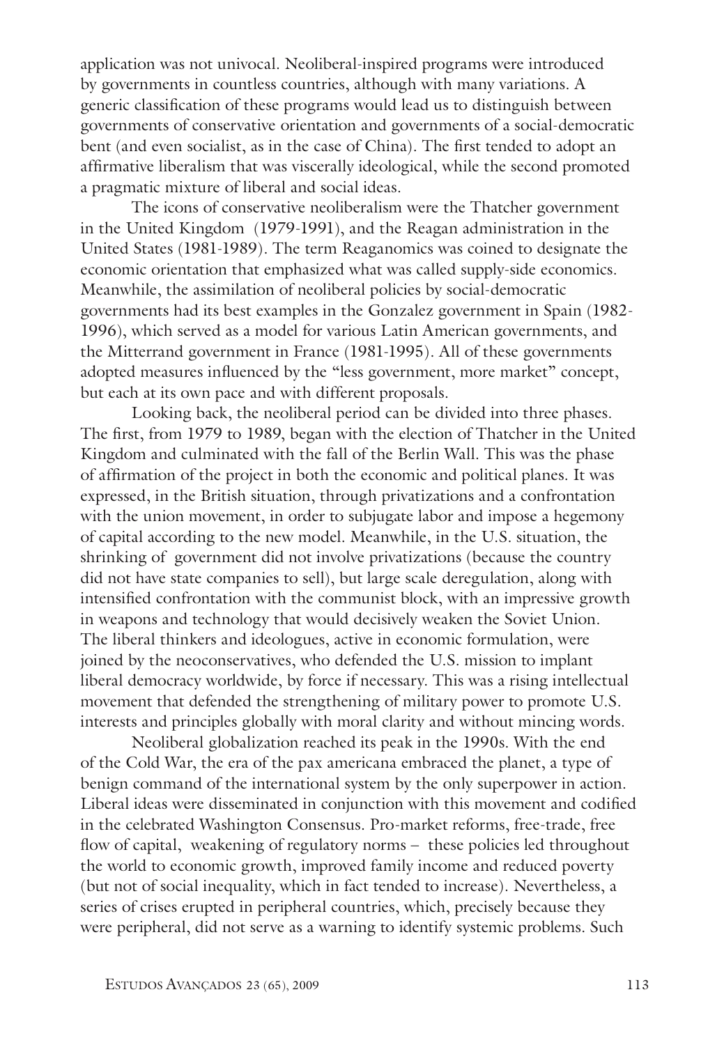application was not univocal. Neoliberal-inspired programs were introduced by governments in countless countries, although with many variations. A generic classification of these programs would lead us to distinguish between governments of conservative orientation and governments of a social-democratic bent (and even socialist, as in the case of China). The first tended to adopt an affirmative liberalism that was viscerally ideological, while the second promoted a pragmatic mixture of liberal and social ideas.

The icons of conservative neoliberalism were the Thatcher government in the United Kingdom (1979-1991), and the Reagan administration in the United States (1981-1989). The term Reaganomics was coined to designate the economic orientation that emphasized what was called supply-side economics. Meanwhile, the assimilation of neoliberal policies by social-democratic governments had its best examples in the Gonzalez government in Spain (1982-1996), which served as a model for various Latin American governments, and the Mitterrand government in France (1981-1995). All of these governments adopted measures influenced by the "less government, more market" concept, but each at its own pace and with different proposals.

Looking back, the neoliberal period can be divided into three phases. The first, from 1979 to 1989, began with the election of Thatcher in the United Kingdom and culminated with the fall of the Berlin Wall. This was the phase of affirmation of the project in both the economic and political planes. It was expressed, in the British situation, through privatizations and a confrontation with the union movement, in order to subjugate labor and impose a hegemony of capital according to the new model. Meanwhile, in the U.S. situation, the shrinking of government did not involve privatizations (because the country did not have state companies to sell), but large scale deregulation, along with intensified confrontation with the communist block, with an impressive growth in weapons and technology that would decisively weaken the Soviet Union. The liberal thinkers and ideologues, active in economic formulation, were joined by the neoconservatives, who defended the U.S. mission to implant liberal democracy worldwide, by force if necessary. This was a rising intellectual movement that defended the strengthening of military power to promote U.S. interests and principles globally with moral clarity and without mincing words.

Neoliberal globalization reached its peak in the 1990s. With the end of the Cold War, the era of the pax americana embraced the planet, a type of benign command of the international system by the only superpower in action. Liberal ideas were disseminated in conjunction with this movement and codified in the celebrated Washington Consensus. Pro-market reforms, free-trade, free flow of capital, weakening of regulatory norms – these policies led throughout the world to economic growth, improved family income and reduced poverty (but not of social inequality, which in fact tended to increase). Nevertheless, a series of crises erupted in peripheral countries, which, precisely because they were peripheral, did not serve as a warning to identify systemic problems. Such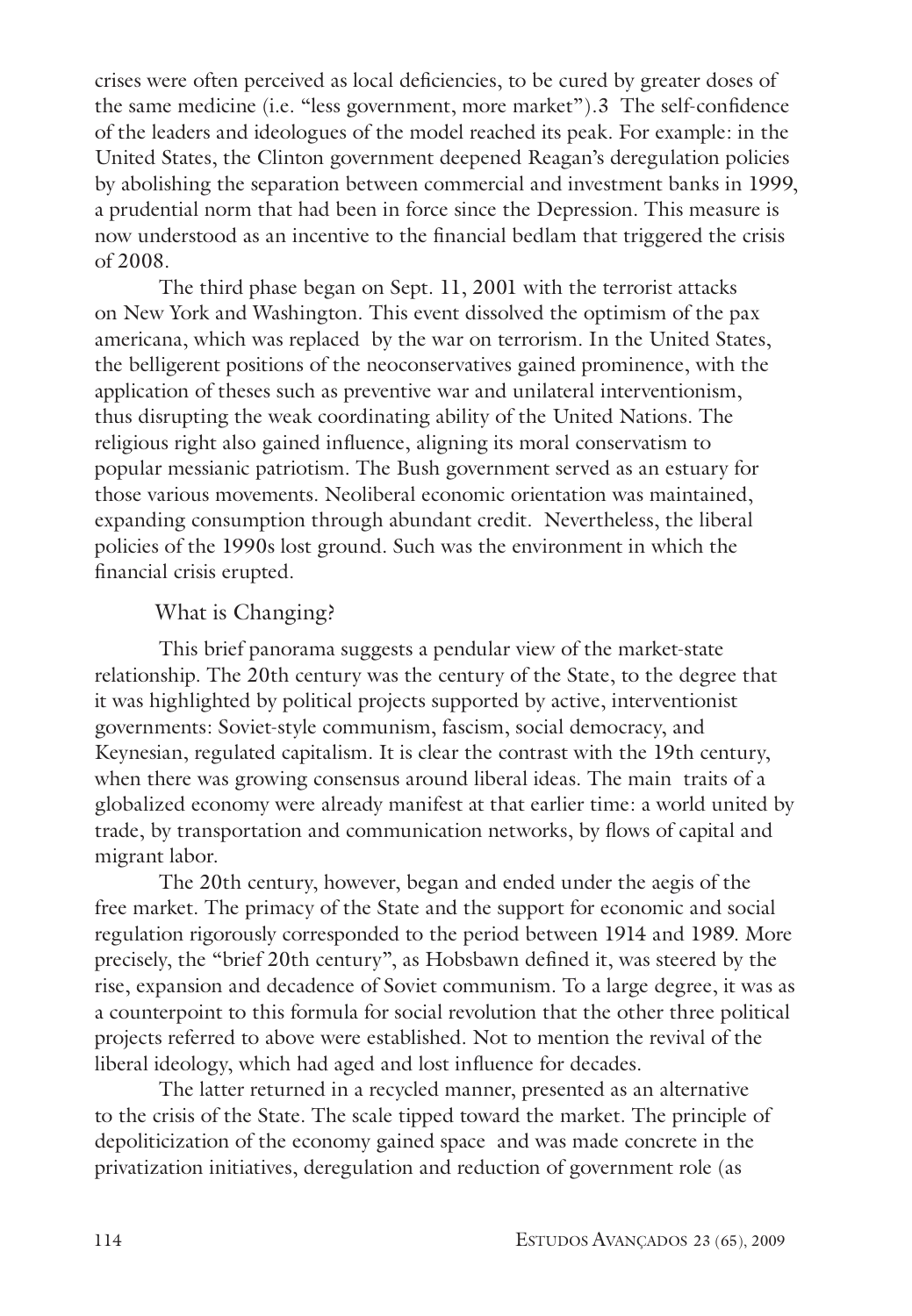crises were often perceived as local deficiencies, to be cured by greater doses of the same medicine (i.e. "less government, more market").3 The self-confidence of the leaders and ideologues of the model reached its peak. For example: in the United States, the Clinton government deepened Reagan's deregulation policies by abolishing the separation between commercial and investment banks in 1999, a prudential norm that had been in force since the Depression. This measure is now understood as an incentive to the financial bedlam that triggered the crisis of 2008.

The third phase began on Sept. 11, 2001 with the terrorist attacks on New York and Washington. This event dissolved the optimism of the pax americana, which was replaced by the war on terrorism. In the United States, the belligerent positions of the neoconservatives gained prominence, with the application of theses such as preventive war and unilateral interventionism, thus disrupting the weak coordinating ability of the United Nations. The religious right also gained influence, aligning its moral conservatism to popular messianic patriotism. The Bush government served as an estuary for those various movements. Neoliberal economic orientation was maintained, expanding consumption through abundant credit. Nevertheless, the liberal policies of the 1990s lost ground. Such was the environment in which the financial crisis erupted.

## What is Changing?

This brief panorama suggests a pendular view of the market-state relationship. The 20th century was the century of the State, to the degree that it was highlighted by political projects supported by active, interventionist governments: Soviet-style communism, fascism, social democracy, and Keynesian, regulated capitalism. It is clear the contrast with the 19th century, when there was growing consensus around liberal ideas. The main traits of a globalized economy were already manifest at that earlier time: a world united by trade, by transportation and communication networks, by flows of capital and migrant labor.

The 20th century, however, began and ended under the aegis of the free market. The primacy of the State and the support for economic and social regulation rigorously corresponded to the period between 1914 and 1989. More precisely, the "brief 20th century", as Hobsbawn defined it, was steered by the rise, expansion and decadence of Soviet communism. To a large degree, it was as a counterpoint to this formula for social revolution that the other three political projects referred to above were established. Not to mention the revival of the liberal ideology, which had aged and lost influence for decades.

The latter returned in a recycled manner, presented as an alternative to the crisis of the State. The scale tipped toward the market. The principle of depoliticization of the economy gained space and was made concrete in the privatization initiatives, deregulation and reduction of government role (as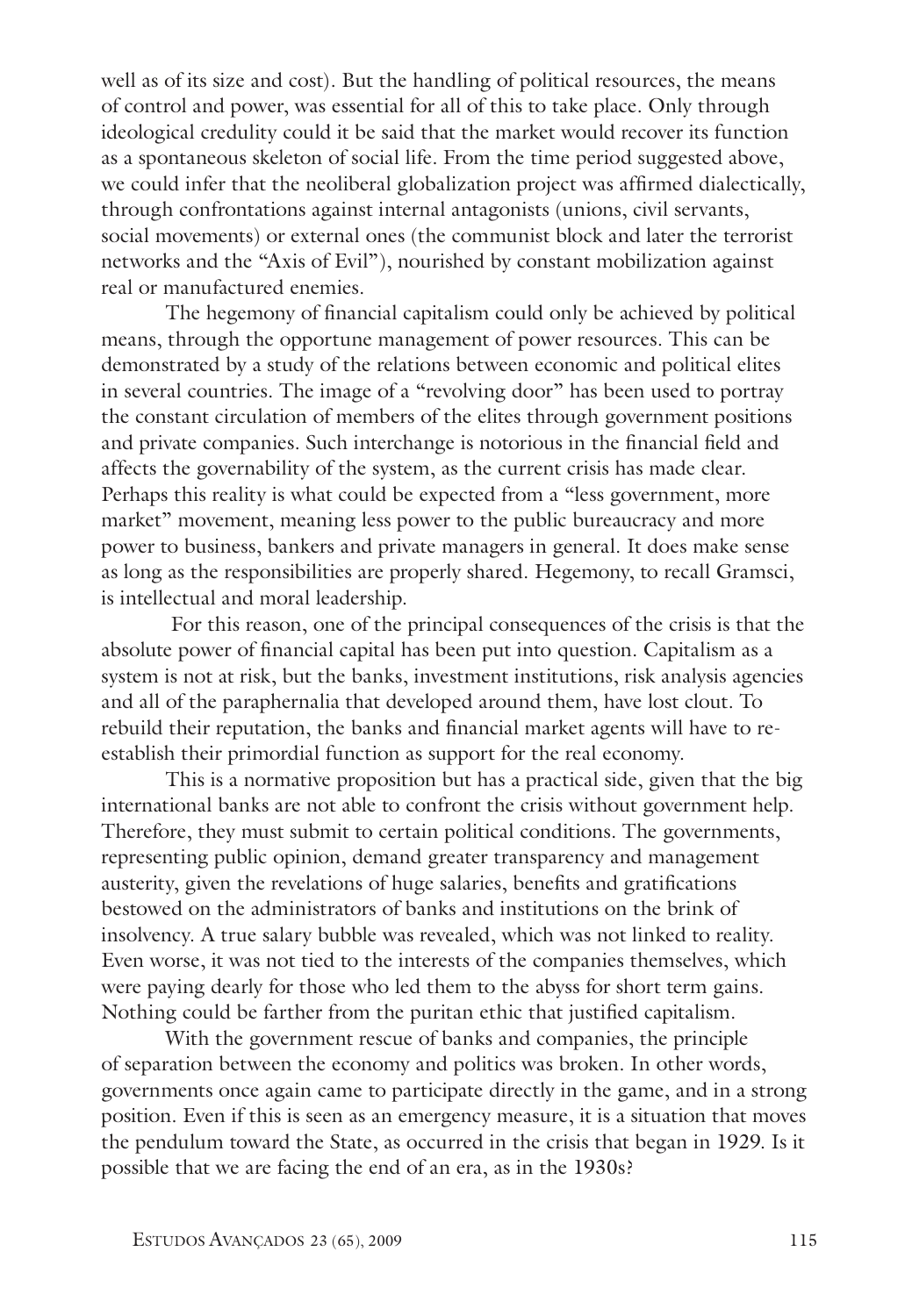well as of its size and cost). But the handling of political resources, the means of control and power, was essential for all of this to take place. Only through ideological credulity could it be said that the market would recover its function as a spontaneous skeleton of social life. From the time period suggested above, we could infer that the neoliberal globalization project was affirmed dialectically, through confrontations against internal antagonists (unions, civil servants, social movements) or external ones (the communist block and later the terrorist networks and the "Axis of Evil"), nourished by constant mobilization against real or manufactured enemies.

The hegemony of financial capitalism could only be achieved by political means, through the opportune management of power resources. This can be demonstrated by a study of the relations between economic and political elites in several countries. The image of a "revolving door" has been used to portray the constant circulation of members of the elites through government positions and private companies. Such interchange is notorious in the financial field and affects the governability of the system, as the current crisis has made clear. Perhaps this reality is what could be expected from a "less government, more market" movement, meaning less power to the public bureaucracy and more power to business, bankers and private managers in general. It does make sense as long as the responsibilities are properly shared. Hegemony, to recall Gramsci, is intellectual and moral leadership.

For this reason, one of the principal consequences of the crisis is that the absolute power of financial capital has been put into question. Capitalism as a system is not at risk, but the banks, investment institutions, risk analysis agencies and all of the paraphernalia that developed around them, have lost clout. To rebuild their reputation, the banks and financial market agents will have to re-establish their primordial function as support for the real economy.

This is a normative proposition but has a practical side, given that the big international banks are not able to confront the crisis without government help. Therefore, they must submit to certain political conditions. The governments, representing public opinion, demand greater transparency and management austerity, given the revelations of huge salaries, benefits and gratifications bestowed on the administrators of banks and institutions on the brink of insolvency. A true salary bubble was revealed, which was not linked to reality. Even worse, it was not tied to the interests of the companies themselves, which were paying dearly for those who led them to the abyss for short term gains. Nothing could be farther from the puritan ethic that justified capitalism.

With the government rescue of banks and companies, the principle of separation between the economy and politics was broken. In other words, governments once again came to participate directly in the game, and in a strong position. Even if this is seen as an emergency measure, it is a situation that moves the pendulum toward the State, as occurred in the crisis that began in 1929. Is it possible that we are facing the end of an era, as in the 1930s?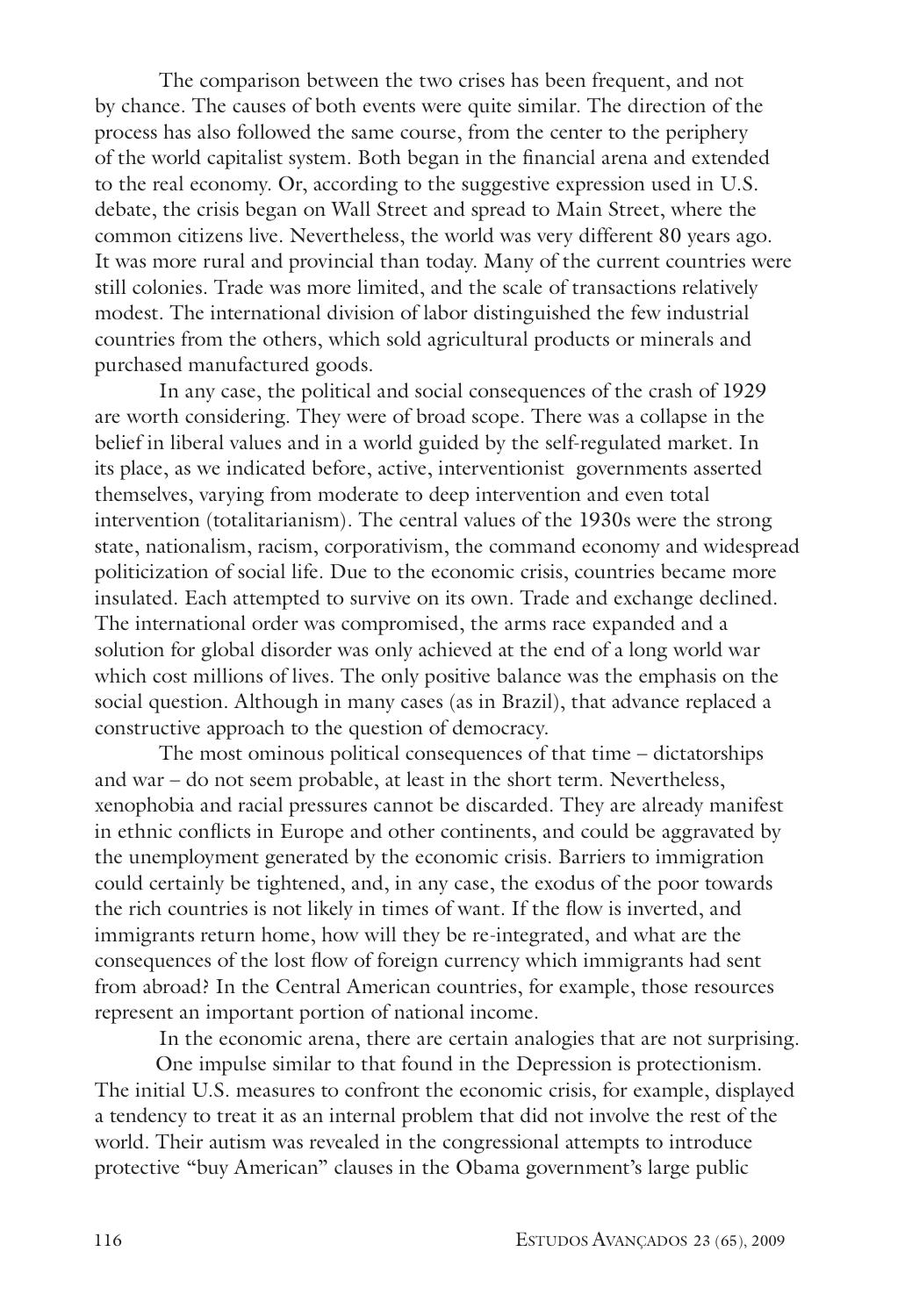The comparison between the two crises has been frequent, and not by chance. The causes of both events were quite similar. The direction of the process has also followed the same course, from the center to the periphery of the world capitalist system. Both began in the financial arena and extended to the real economy. Or, according to the suggestive expression used in U.S. debate, the crisis began on Wall Street and spread to Main Street, where the common citizens live. Nevertheless, the world was very different 80 years ago. It was more rural and provincial than today. Many of the current countries were still colonies. Trade was more limited, and the scale of transactions relatively modest. The international division of labor distinguished the few industrial countries from the others, which sold agricultural products or minerals and purchased manufactured goods.

In any case, the political and social consequences of the crash of 1929 are worth considering. They were of broad scope. There was a collapse in the belief in liberal values and in a world guided by the self-regulated market. In its place, as we indicated before, active, interventionist governments asserted themselves, varying from moderate to deep intervention and even total intervention (totalitarianism). The central values of the 1930s were the strong state, nationalism, racism, corporativism, the command economy and widespread politicization of social life. Due to the economic crisis, countries became more insulated. Each attempted to survive on its own. Trade and exchange declined. The international order was compromised, the arms race expanded and a solution for global disorder was only achieved at the end of a long world war which cost millions of lives. The only positive balance was the emphasis on the social question. Although in many cases (as in Brazil), that advance replaced a constructive approach to the question of democracy.

The most ominous political consequences of that time – dictatorships and war – do not seem probable, at least in the short term. Nevertheless, xenophobia and racial pressures cannot be discarded. They are already manifest in ethnic conflicts in Europe and other continents, and could be aggravated by the unemployment generated by the economic crisis. Barriers to immigration could certainly be tightened, and, in any case, the exodus of the poor towards the rich countries is not likely in times of want. If the flow is inverted, and immigrants return home, how will they be re-integrated, and what are the consequences of the lost flow of foreign currency which immigrants had sent from abroad? In the Central American countries, for example, those resources represent an important portion of national income.

In the economic arena, there are certain analogies that are not surprising.

One impulse similar to that found in the Depression is protectionism. The initial U.S. measures to confront the economic crisis, for example, displayed a tendency to treat it as an internal problem that did not involve the rest of the world. Their autism was revealed in the congressional attempts to introduce protective "buy American" clauses in the Obama government's large public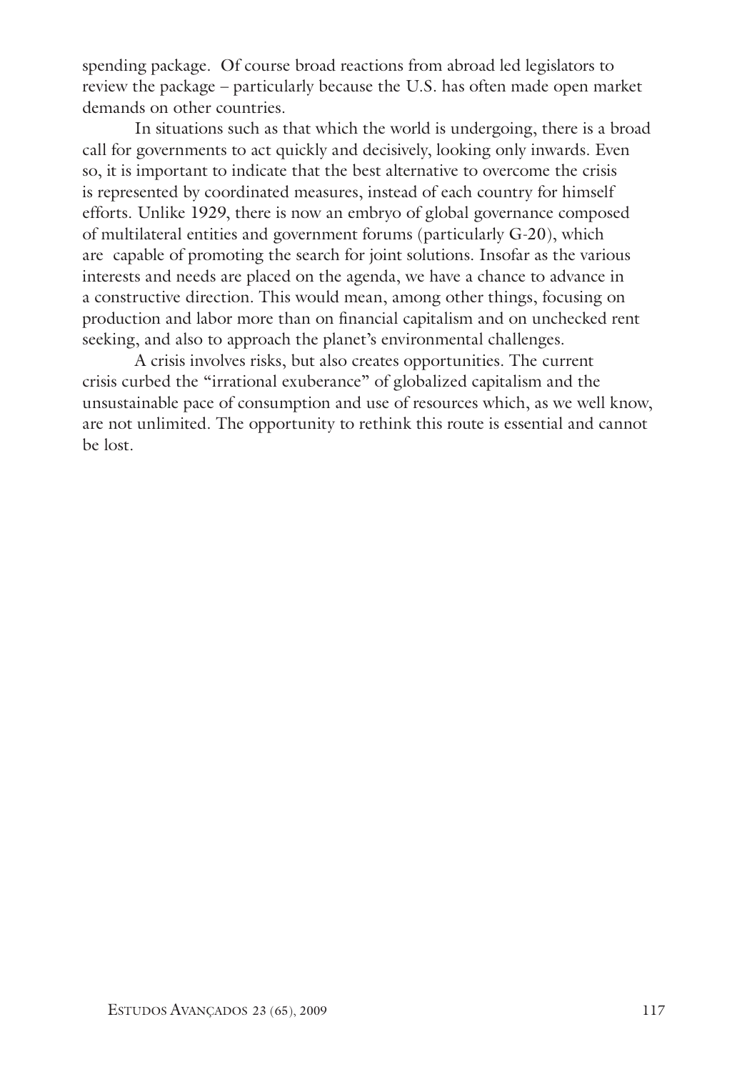spending package. Of course broad reactions from abroad led legislators to review the package – particularly because the U.S. has often made open market demands on other countries.

In situations such as that which the world is undergoing, there is a broad call for governments to act quickly and decisively, looking only inwards. Even so, it is important to indicate that the best alternative to overcome the crisis is represented by coordinated measures, instead of each country for himself efforts. Unlike 1929, there is now an embryo of global governance composed of multilateral entities and government forums (particularly G-20), which are capable of promoting the search for joint solutions. Insofar as the various interests and needs are placed on the agenda, we have a chance to advance in a constructive direction. This would mean, among other things, focusing on production and labor more than on financial capitalism and on unchecked rent seeking, and also to approach the planet's environmental challenges.

A crisis involves risks, but also creates opportunities. The current crisis curbed the "irrational exuberance" of globalized capitalism and the unsustainable pace of consumption and use of resources which, as we well know, are not unlimited. The opportunity to rethink this route is essential and cannot be lost.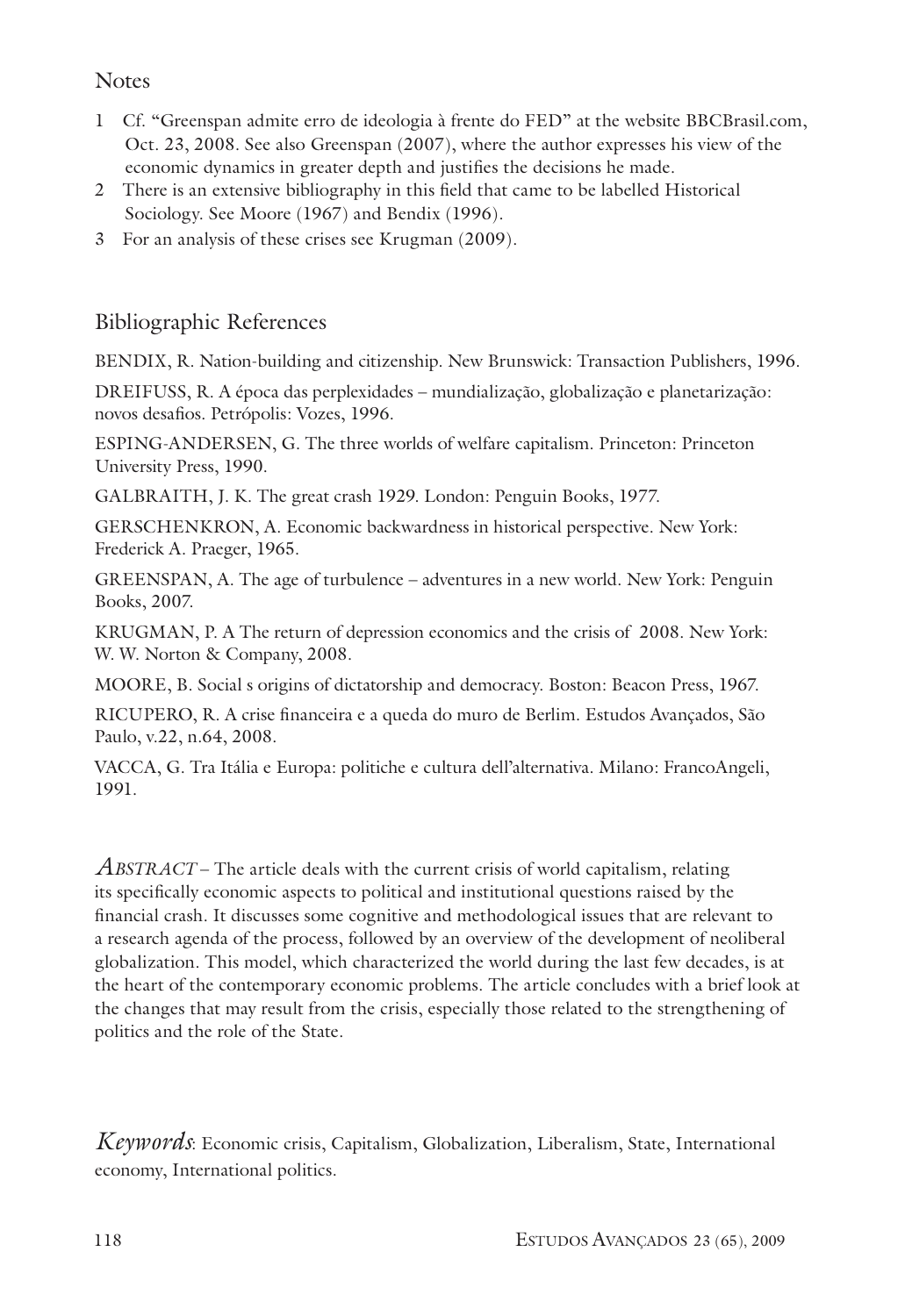## Notes

1 Cf. "Greenspan admite erro de ideologia à frente do FED" at the website BBCBrasil.com, Oct. 23, 2008. See also Greenspan (2007), where the author expresses his view of the economic dynamics in greater depth and justifies the decisions he made.

2 There is an extensive bibliography in this field that came to be labelled Historical Sociology. See Moore (1967) and Bendix (1996).

3 For an analysis of these crises see Krugman (2009).

## Bibliographic References

BENDIX, R. Nation-building and citizenship. New Brunswick: Transaction Publishers, 1996.

DREIFUSS, R. A época das perplexidades – mundialização, globalização e planetarização: novos desafios. Petrópolis: Vozes, 1996.

ESPING-ANDERSEN, G. The three worlds of welfare capitalism. Princeton: Princeton University Press, 1990.

GALBRAITH, J. K. The great crash 1929. London: Penguin Books, 1977.

GERSCHENKRON, A. Economic backwardness in historical perspective. New York: Frederick A. Praeger, 1965.

GREENSPAN, A. The age of turbulence – adventures in a new world. New York: Penguin Books, 2007.

KRUGMAN, P. A The return of depression economics and the crisis of 2008. New York: W. W. Norton & Company, 2008.

MOORE, B. Social s origins of dictatorship and democracy. Boston: Beacon Press, 1967.

RICUPERO, R. A crise financeira e a queda do muro de Berlim. Estudos Avançados, São Paulo, v.22, n.64, 2008.

VACCA, G. Tra Itália e Europa: politiche e cultura dell'alternativa. Milano: FrancoAngeli, 1991.

*ABSTRACT* – The article deals with the current crisis of world capitalism, relating its specifically economic aspects to political and institutional questions raised by the financial crash. It discusses some cognitive and methodological issues that are relevant to a research agenda of the process, followed by an overview of the development of neoliberal globalization. This model, which characterized the world during the last few decades, is at the heart of the contemporary economic problems. The article concludes with a brief look at the changes that may result from the crisis, especially those related to the strengthening of politics and the role of the State.

*Keywords*: Economic crisis, Capitalism, Globalization, Liberalism, State, International economy, International politics.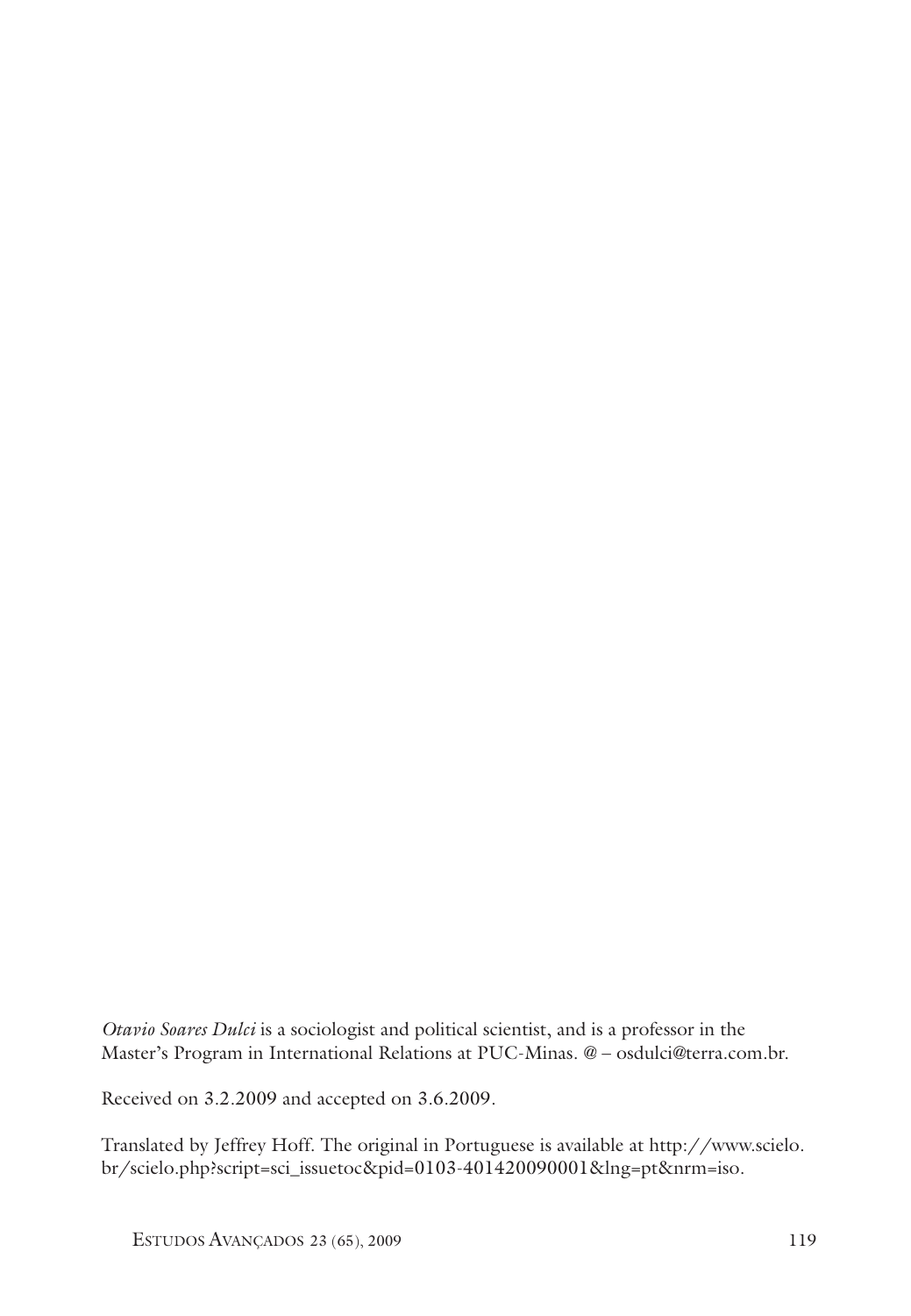*Otavio Soares Dulci* is a sociologist and political scientist, and is a professor in the Master's Program in International Relations at PUC-Minas. @ – osdulci@terra.com.br.

Received on 3.2.2009 and accepted on 3.6.2009.

Translated by Jeffrey Hoff. The original in Portuguese is available at http://www.scielo.br/scielo.php?script=sci_issuetoc&pid=0103-401420090001&lng=pt&nrm=iso.